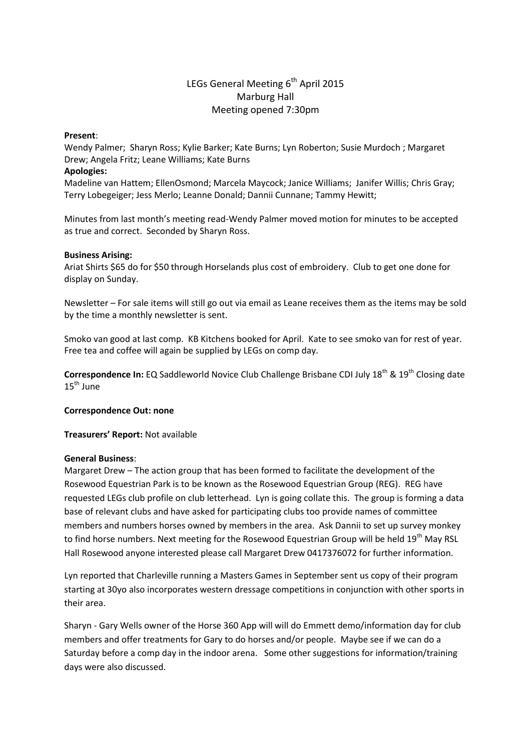LEGs General Meeting 6th April 2015
Marburg Hall
Meeting opened 7:30pm

**Present**:
Wendy Palmer; Sharyn Ross; Kylie Barker; Kate Burns; Lyn Roberton; Susie Murdoch ; Margaret Drew; Angela Fritz; Leane Williams; Kate Burns

**Apologies:**
Madeline van Hattem; EllenOsmond; Marcela Maycock; Janice Williams; Janifer Willis; Chris Gray; Terry Lobegeiger; Jess Merlo; Leanne Donald; Dannii Cunnane; Tammy Hewitt;

Minutes from last month's meeting read-Wendy Palmer moved motion for minutes to be accepted as true and correct. Seconded by Sharyn Ross.

**Business Arising:**
Ariat Shirts $65 do for $50 through Horselands plus cost of embroidery. Club to get one done for display on Sunday.

Newsletter – For sale items will still go out via email as Leane receives them as the items may be sold by the time a monthly newsletter is sent.

Smoko van good at last comp. KB Kitchens booked for April. Kate to see smoko van for rest of year. Free tea and coffee will again be supplied by LEGs on comp day.

**Correspondence In:** EQ Saddleworld Novice Club Challenge Brisbane CDI July 18th & 19th Closing date 15th June

**Correspondence Out: none**

**Treasurers' Report:** Not available

**General Business**:
Margaret Drew – The action group that has been formed to facilitate the development of the Rosewood Equestrian Park is to be known as the Rosewood Equestrian Group (REG). REG have requested LEGs club profile on club letterhead. Lyn is going collate this. The group is forming a data base of relevant clubs and have asked for participating clubs too provide names of committee members and numbers horses owned by members in the area. Ask Dannii to set up survey monkey to find horse numbers. Next meeting for the Rosewood Equestrian Group will be held 19th May RSL Hall Rosewood anyone interested please call Margaret Drew 0417376072 for further information.

Lyn reported that Charleville running a Masters Games in September sent us copy of their program starting at 30yo also incorporates western dressage competitions in conjunction with other sports in their area.

Sharyn - Gary Wells owner of the Horse 360 App will will do Emmett demo/information day for club members and offer treatments for Gary to do horses and/or people. Maybe see if we can do a Saturday before a comp day in the indoor arena. Some other suggestions for information/training days were also discussed.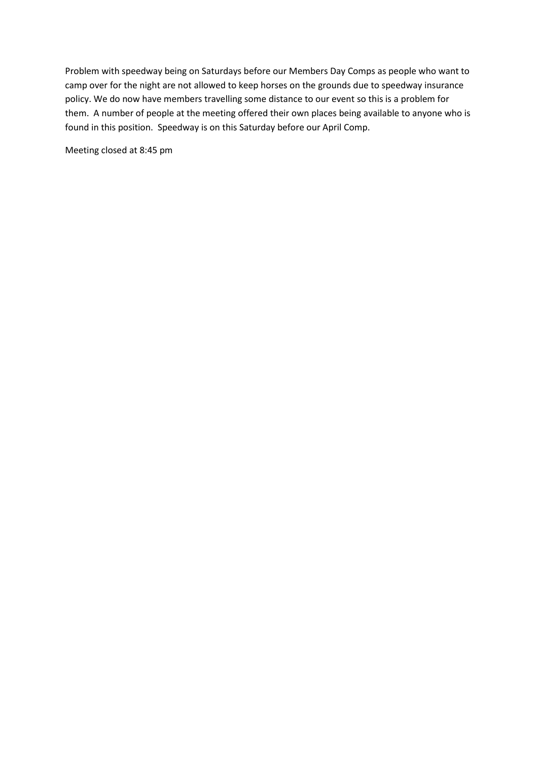Problem with speedway being on Saturdays before our Members Day Comps as people who want to camp over for the night are not allowed to keep horses on the grounds due to speedway insurance policy. We do now have members travelling some distance to our event so this is a problem for them. A number of people at the meeting offered their own places being available to anyone who is found in this position. Speedway is on this Saturday before our April Comp.

Meeting closed at 8:45 pm